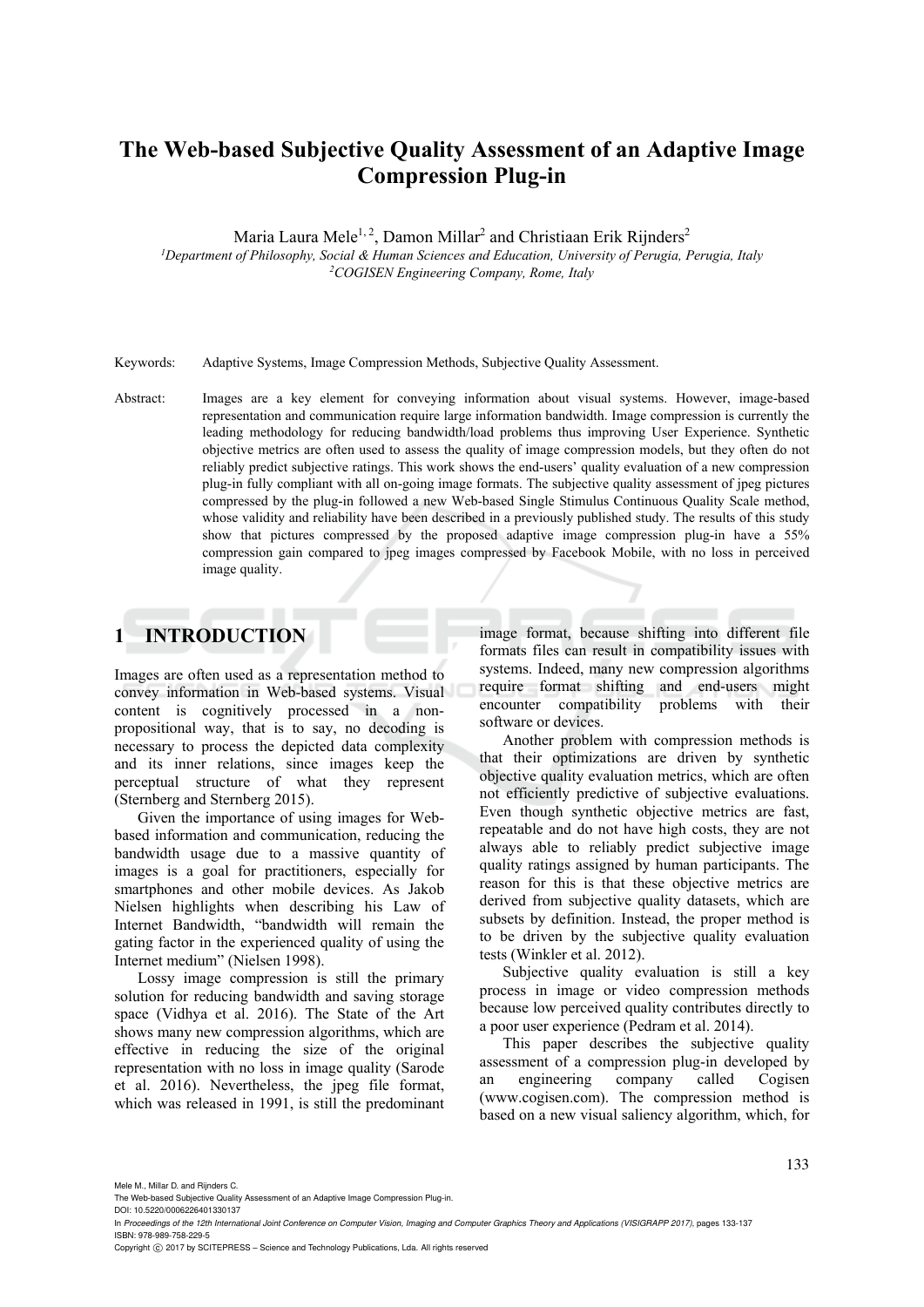# The Web-based Subjective Quality Assessment of an Adaptive Image Compression Plug-in

Maria Laura Mele[1, 2], Damon Millar[2] and Christiaan Erik Rijnders[2]

[1]*Department of Philosophy, Social & Human Sciences and Education, University of Perugia, Perugia, Italy*
[2]*COGISEN Engineering Company, Rome, Italy*

Keywords: Adaptive Systems, Image Compression Methods, Subjective Quality Assessment.

Abstract: Images are a key element for conveying information about visual systems. However, image-based representation and communication require large information bandwidth. Image compression is currently the leading methodology for reducing bandwidth/load problems thus improving User Experience. Synthetic objective metrics are often used to assess the quality of image compression models, but they often do not reliably predict subjective ratings. This work shows the end-users' quality evaluation of a new compression plug-in fully compliant with all on-going image formats. The subjective quality assessment of jpeg pictures compressed by the plug-in followed a new Web-based Single Stimulus Continuous Quality Scale method, whose validity and reliability have been described in a previously published study. The results of this study show that pictures compressed by the proposed adaptive image compression plug-in have a 55% compression gain compared to jpeg images compressed by Facebook Mobile, with no loss in perceived image quality.

## 1 INTRODUCTION

Images are often used as a representation method to convey information in Web-based systems. Visual content is cognitively processed in a non-propositional way, that is to say, no decoding is necessary to process the depicted data complexity and its inner relations, since images keep the perceptual structure of what they represent (Sternberg and Sternberg 2015).

Given the importance of using images for Web-based information and communication, reducing the bandwidth usage due to a massive quantity of images is a goal for practitioners, especially for smartphones and other mobile devices. As Jakob Nielsen highlights when describing his Law of Internet Bandwidth, "bandwidth will remain the gating factor in the experienced quality of using the Internet medium" (Nielsen 1998).

Lossy image compression is still the primary solution for reducing bandwidth and saving storage space (Vidhya et al. 2016). The State of the Art shows many new compression algorithms, which are effective in reducing the size of the original representation with no loss in image quality (Sarode et al. 2016). Nevertheless, the jpeg file format, which was released in 1991, is still the predominant image format, because shifting into different file formats files can result in compatibility issues with systems. Indeed, many new compression algorithms require format shifting and end-users might encounter compatibility problems with their software or devices.

Another problem with compression methods is that their optimizations are driven by synthetic objective quality evaluation metrics, which are often not efficiently predictive of subjective evaluations. Even though synthetic objective metrics are fast, repeatable and do not have high costs, they are not always able to reliably predict subjective image quality ratings assigned by human participants. The reason for this is that these objective metrics are derived from subjective quality datasets, which are subsets by definition. Instead, the proper method is to be driven by the subjective quality evaluation tests (Winkler et al. 2012).

Subjective quality evaluation is still a key process in image or video compression methods because low perceived quality contributes directly to a poor user experience (Pedram et al. 2014).

This paper describes the subjective quality assessment of a compression plug-in developed by an engineering company called Cogisen (www.cogisen.com). The compression method is based on a new visual saliency algorithm, which, for

Mele M., Millar D. and Rijnders C.
The Web-based Subjective Quality Assessment of an Adaptive Image Compression Plug-in.
DOI: 10.5220/0006226401330137
In *Proceedings of the 12th International Joint Conference on Computer Vision, Imaging and Computer Graphics Theory and Applications (VISIGRAPP 2017)*, pages 133-137
ISBN: 978-989-758-229-5
Copyright © 2017 by SCITEPRESS – Science and Technology Publications, Lda. All rights reserved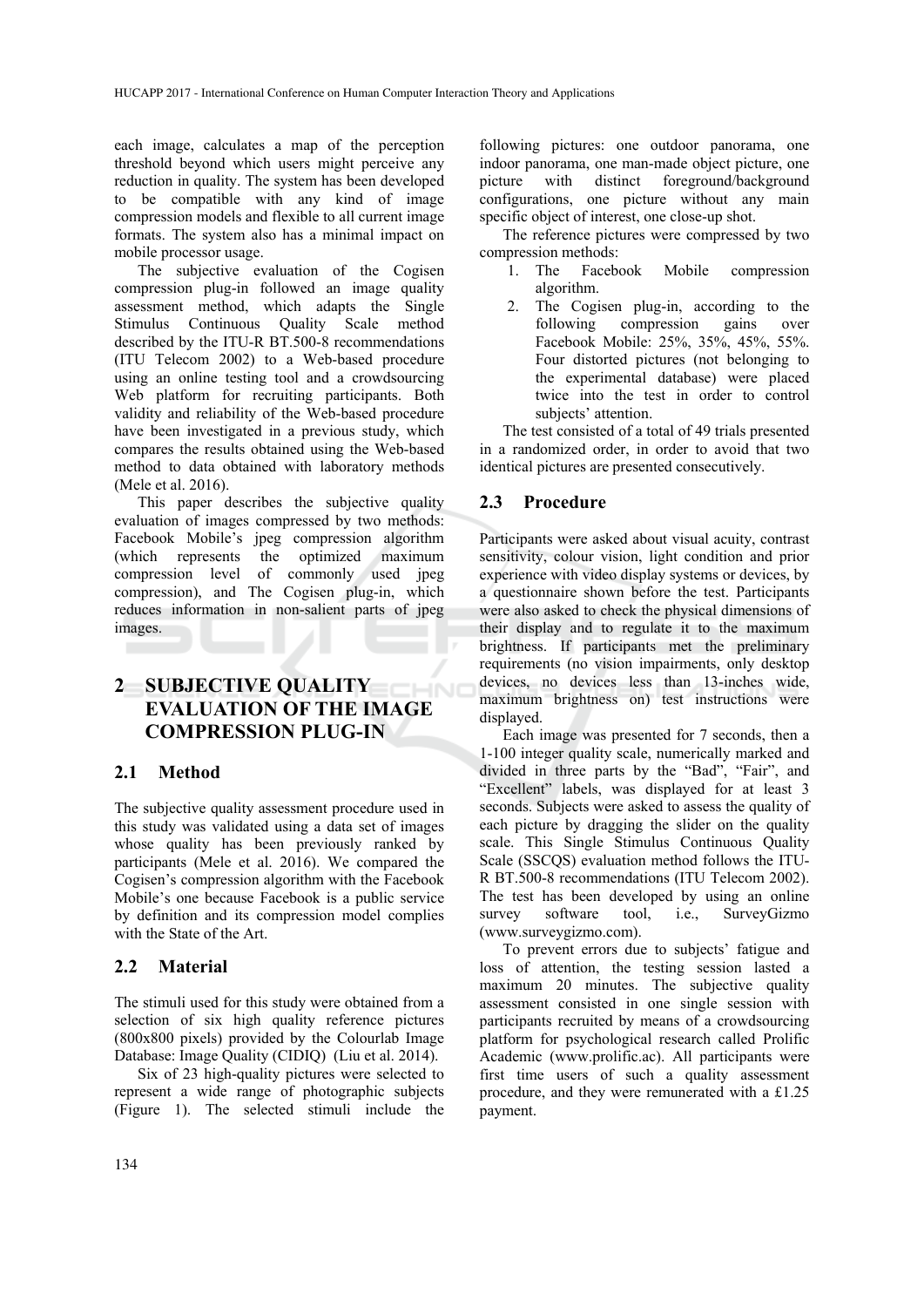each image, calculates a map of the perception threshold beyond which users might perceive any reduction in quality. The system has been developed to be compatible with any kind of image compression models and flexible to all current image formats. The system also has a minimal impact on mobile processor usage.

The subjective evaluation of the Cogisen compression plug-in followed an image quality assessment method, which adapts the Single Stimulus Continuous Quality Scale method described by the ITU-R BT.500-8 recommendations (ITU Telecom 2002) to a Web-based procedure using an online testing tool and a crowdsourcing Web platform for recruiting participants. Both validity and reliability of the Web-based procedure have been investigated in a previous study, which compares the results obtained using the Web-based method to data obtained with laboratory methods (Mele et al. 2016).

This paper describes the subjective quality evaluation of images compressed by two methods: Facebook Mobile's jpeg compression algorithm (which represents the optimized maximum compression level of commonly used jpeg compression), and The Cogisen plug-in, which reduces information in non-salient parts of jpeg images.

# 2 SUBJECTIVE QUALITY EVALUATION OF THE IMAGE COMPRESSION PLUG-IN

## 2.1 Method

The subjective quality assessment procedure used in this study was validated using a data set of images whose quality has been previously ranked by participants (Mele et al. 2016). We compared the Cogisen's compression algorithm with the Facebook Mobile's one because Facebook is a public service by definition and its compression model complies with the State of the Art.

## 2.2 Material

The stimuli used for this study were obtained from a selection of six high quality reference pictures (800x800 pixels) provided by the Colourlab Image Database: Image Quality (CIDIQ) (Liu et al. 2014).

Six of 23 high-quality pictures were selected to represent a wide range of photographic subjects (Figure 1). The selected stimuli include the following pictures: one outdoor panorama, one indoor panorama, one man-made object picture, one picture with distinct foreground/background configurations, one picture without any main specific object of interest, one close-up shot.

The reference pictures were compressed by two compression methods:

1. The Facebook Mobile compression algorithm.
2. The Cogisen plug-in, according to the following compression gains over Facebook Mobile: 25%, 35%, 45%, 55%. Four distorted pictures (not belonging to the experimental database) were placed twice into the test in order to control subjects' attention.

The test consisted of a total of 49 trials presented in a randomized order, in order to avoid that two identical pictures are presented consecutively.

## 2.3 Procedure

Participants were asked about visual acuity, contrast sensitivity, colour vision, light condition and prior experience with video display systems or devices, by a questionnaire shown before the test. Participants were also asked to check the physical dimensions of their display and to regulate it to the maximum brightness. If participants met the preliminary requirements (no vision impairments, only desktop devices, no devices less than 13-inches wide, maximum brightness on) test instructions were displayed.

Each image was presented for 7 seconds, then a 1-100 integer quality scale, numerically marked and divided in three parts by the "Bad", "Fair", and "Excellent" labels, was displayed for at least 3 seconds. Subjects were asked to assess the quality of each picture by dragging the slider on the quality scale. This Single Stimulus Continuous Quality Scale (SSCQS) evaluation method follows the ITU-R BT.500-8 recommendations (ITU Telecom 2002). The test has been developed by using an online survey software tool, i.e., SurveyGizmo (www.surveygizmo.com).

To prevent errors due to subjects' fatigue and loss of attention, the testing session lasted a maximum 20 minutes. The subjective quality assessment consisted in one single session with participants recruited by means of a crowdsourcing platform for psychological research called Prolific Academic (www.prolific.ac). All participants were first time users of such a quality assessment procedure, and they were remunerated with a £1.25 payment.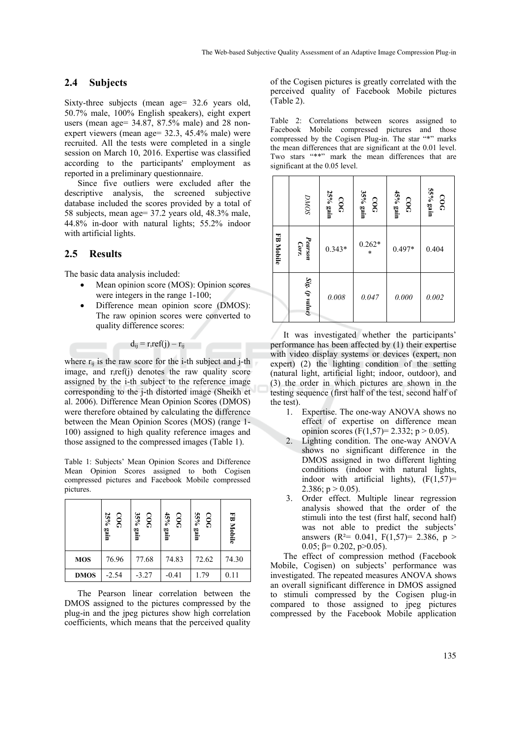## 2.4 Subjects

Sixty-three subjects (mean age= 32.6 years old, 50.7% male, 100% English speakers), eight expert users (mean age= 34.87, 87.5% male) and 28 non-expert viewers (mean age= 32.3, 45.4% male) were recruited. All the tests were completed in a single session on March 10, 2016. Expertise was classified according to the participants' employment as reported in a preliminary questionnaire.

Since five outliers were excluded after the descriptive analysis, the screened subjective database included the scores provided by a total of 58 subjects, mean age= 37.2 years old, 48.3% male, 44.8% in-door with natural lights; 55.2% indoor with artificial lights.

## 2.5 Results

The basic data analysis included:

- Mean opinion score (MOS): Opinion scores were integers in the range 1-100;
- Difference mean opinion score (DMOS): The raw opinion scores were converted to quality difference scores:

$$d_{ij} = r_i\text{ref}(j) - r_{ij}$$

where $r_{ij}$ is the raw score for the i-th subject and j-th image, and $r_i\text{ref}(j)$ denotes the raw quality score assigned by the i-th subject to the reference image corresponding to the j-th distorted image (Sheikh et al. 2006). Difference Mean Opinion Scores (DMOS) were therefore obtained by calculating the difference between the Mean Opinion Scores (MOS) (range 1-100) assigned to high quality reference images and those assigned to the compressed images (Table 1).

Table 1: Subjects' Mean Opinion Scores and Difference Mean Opinion Scores assigned to both Cogisen compressed pictures and Facebook Mobile compressed pictures.

| | COG 25% gain | COG 35% gain | COG 45% gain | COG 55% gain | FB Mobile |
|---|---|---|---|---|---|
| **MOS** | 76.96 | 77.68 | 74.83 | 72.62 | 74.30 |
| **DMOS** | -2.54 | -3.27 | -0.41 | 1.79 | 0.11 |

The Pearson linear correlation between the DMOS assigned to the pictures compressed by the plug-in and the jpeg pictures show high correlation coefficients, which means that the perceived quality of the Cogisen pictures is greatly correlated with the perceived quality of Facebook Mobile pictures (Table 2).

Table 2: Correlations between scores assigned to Facebook Mobile compressed pictures and those compressed by the Cogisen Plug-in. The star "*" marks the mean differences that are significant at the 0.01 level. Two stars "**" mark the mean differences that are significant at the 0.05 level.

| | *DMOS* | COG 25% gain | COG 35% gain | COG 45% gain | COG 55% gain |
|---|---|---|---|---|---|
| **FB Mobile** | ***Pearson Corr.*** | 0.343* | 0.262** | 0.497* | 0.404 |
| | ***Sig. (p value)*** | *0.008* | *0.047* | *0.000* | *0.002* |

It was investigated whether the participants' performance has been affected by (1) their expertise with video display systems or devices (expert, non expert) (2) the lighting condition of the setting (natural light, artificial light; indoor, outdoor), and (3) the order in which pictures are shown in the testing sequence (first half of the test, second half of the test).

1. Expertise. The one-way ANOVA shows no effect of expertise on difference mean opinion scores ($F(1,57)= 2.332$; $p > 0.05$).
2. Lighting condition. The one-way ANOVA shows no significant difference in the DMOS assigned in two different lighting conditions (indoor with natural lights, indoor with artificial lights), ($F(1,57)= 2.386$; $p > 0.05$).
3. Order effect. Multiple linear regression analysis showed that the order of the stimuli into the test (first half, second half) was not able to predict the subjects' answers ($R^2= 0.041$, $F(1,57)= 2.386$, $p > 0.05$; $\beta= 0.202$, $p>0.05$).

The effect of compression method (Facebook Mobile, Cogisen) on subjects' performance was investigated. The repeated measures ANOVA shows an overall significant difference in DMOS assigned to stimuli compressed by the Cogisen plug-in compared to those assigned to jpeg pictures compressed by the Facebook Mobile application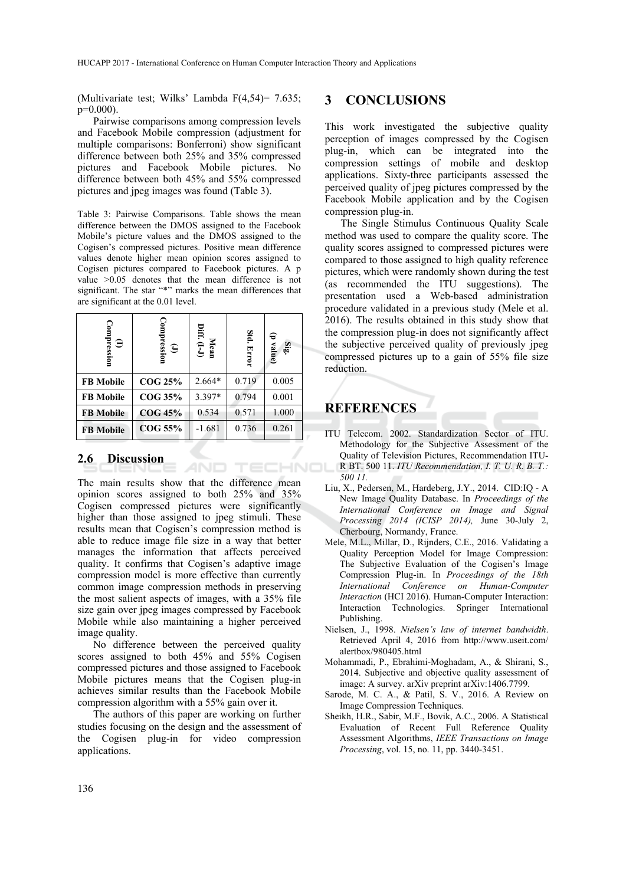(Multivariate test; Wilks' Lambda $F(4,54)= 7.635$; $p=0.000$).

Pairwise comparisons among compression levels and Facebook Mobile compression (adjustment for multiple comparisons: Bonferroni) show significant difference between both 25% and 35% compressed pictures and Facebook Mobile pictures. No difference between both 45% and 55% compressed pictures and jpeg images was found (Table 3).

Table 3: Pairwise Comparisons. Table shows the mean difference between the DMOS assigned to the Facebook Mobile's picture values and the DMOS assigned to the Cogisen's compressed pictures. Positive mean difference values denote higher mean opinion scores assigned to Cogisen pictures compared to Facebook pictures. A p value >0.05 denotes that the mean difference is not significant. The star "*" marks the mean differences that are significant at the 0.01 level.

| (I) Compression | (J) Compression | Mean Diff. (I-J) | Std. Error | Sig. (p value) |
|---|---|---|---|---|
| **FB Mobile** | **COG 25%** | 2.664* | 0.719 | 0.005 |
| **FB Mobile** | **COG 35%** | 3.397* | 0.794 | 0.001 |
| **FB Mobile** | **COG 45%** | 0.534 | 0.571 | 1.000 |
| **FB Mobile** | **COG 55%** | -1.681 | 0.736 | 0.261 |

### 2.6 Discussion

The main results show that the difference mean opinion scores assigned to both 25% and 35% Cogisen compressed pictures were significantly higher than those assigned to jpeg stimuli. These results mean that Cogisen's compression method is able to reduce image file size in a way that better manages the information that affects perceived quality. It confirms that Cogisen's adaptive image compression model is more effective than currently common image compression methods in preserving the most salient aspects of images, with a 35% file size gain over jpeg images compressed by Facebook Mobile while also maintaining a higher perceived image quality.

No difference between the perceived quality scores assigned to both 45% and 55% Cogisen compressed pictures and those assigned to Facebook Mobile pictures means that the Cogisen plug-in achieves similar results than the Facebook Mobile compression algorithm with a 55% gain over it.

The authors of this paper are working on further studies focusing on the design and the assessment of the Cogisen plug-in for video compression applications.

## 3 CONCLUSIONS

This work investigated the subjective quality perception of images compressed by the Cogisen plug-in, which can be integrated into the compression settings of mobile and desktop applications. Sixty-three participants assessed the perceived quality of jpeg pictures compressed by the Facebook Mobile application and by the Cogisen compression plug-in.

The Single Stimulus Continuous Quality Scale method was used to compare the quality score. The quality scores assigned to compressed pictures were compared to those assigned to high quality reference pictures, which were randomly shown during the test (as recommended the ITU suggestions). The presentation used a Web-based administration procedure validated in a previous study (Mele et al. 2016). The results obtained in this study show that the compression plug-in does not significantly affect the subjective perceived quality of previously jpeg compressed pictures up to a gain of 55% file size reduction.

## REFERENCES

ITU Telecom. 2002. Standardization Sector of ITU. Methodology for the Subjective Assessment of the Quality of Television Pictures, Recommendation ITU-R BT. 500 11. *ITU Recommendation, I. T. U. R. B. T.: 500 11.*

Liu, X., Pedersen, M., Hardeberg, J.Y., 2014. CID:IQ - A New Image Quality Database. In *Proceedings of the International Conference on Image and Signal Processing 2014 (ICISP 2014),* June 30-July 2, Cherbourg, Normandy, France.

Mele, M.L., Millar, D., Rijnders, C.E., 2016. Validating a Quality Perception Model for Image Compression: The Subjective Evaluation of the Cogisen's Image Compression Plug-in. In *Proceedings of the 18th International Conference on Human-Computer Interaction* (HCI 2016). Human-Computer Interaction: Interaction Technologies. Springer International Publishing.

Nielsen, J., 1998. *Nielsen's law of internet bandwidth*. Retrieved April 4, 2016 from http://www.useit.com/alertbox/980405.html

Mohammadi, P., Ebrahimi-Moghadam, A., & Shirani, S., 2014. Subjective and objective quality assessment of image: A survey. arXiv preprint arXiv:1406.7799.

Sarode, M. C. A., & Patil, S. V., 2016. A Review on Image Compression Techniques.

Sheikh, H.R., Sabir, M.F., Bovik, A.C., 2006. A Statistical Evaluation of Recent Full Reference Quality Assessment Algorithms, *IEEE Transactions on Image Processing*, vol. 15, no. 11, pp. 3440-3451.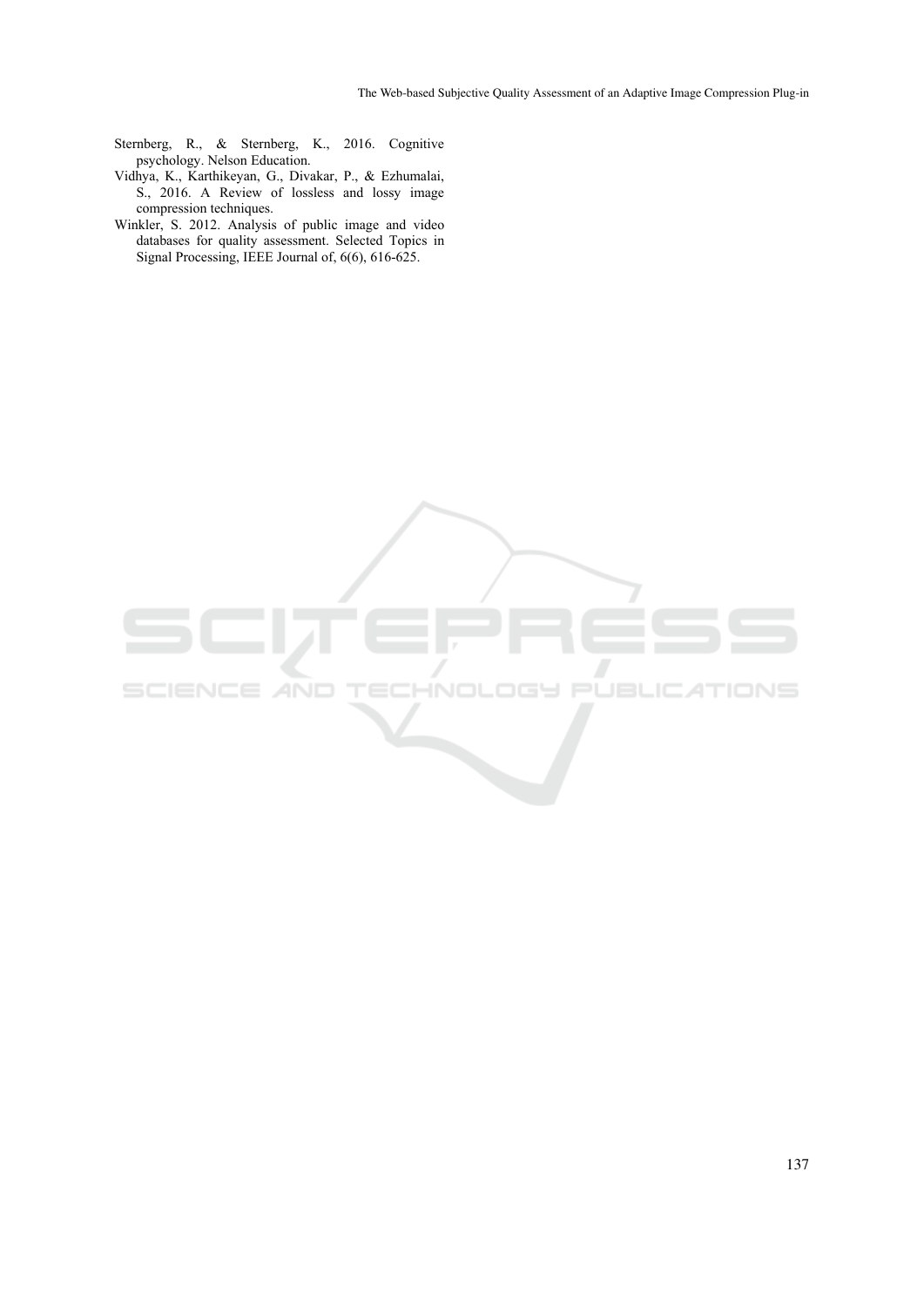Sternberg, R., & Sternberg, K., 2016. Cognitive psychology. Nelson Education.

Vidhya, K., Karthikeyan, G., Divakar, P., & Ezhumalai, S., 2016. A Review of lossless and lossy image compression techniques.

Winkler, S. 2012. Analysis of public image and video databases for quality assessment. Selected Topics in Signal Processing, IEEE Journal of, 6(6), 616-625.